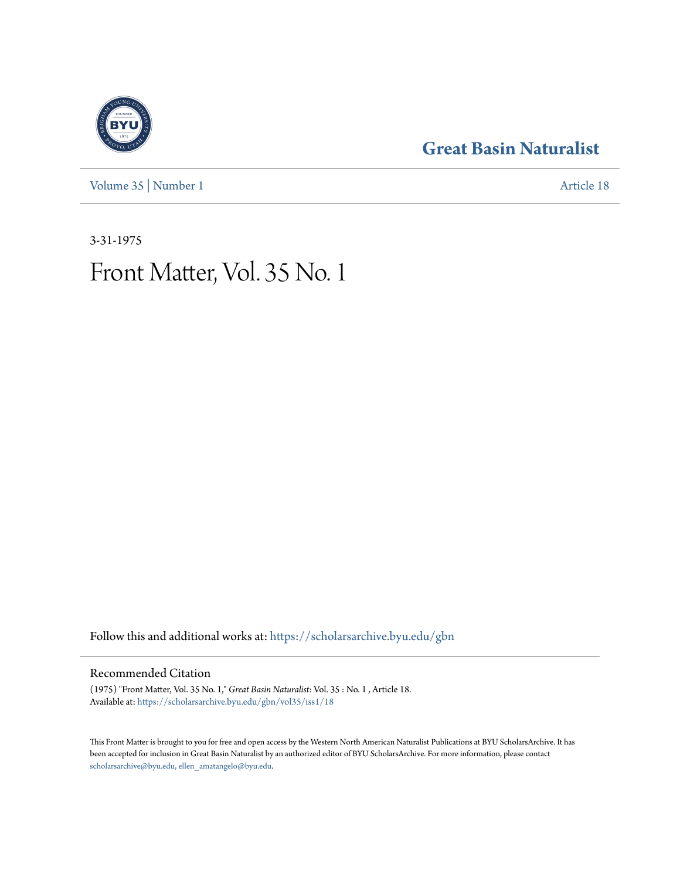# Great Basin Naturalist

Volume 35 | Number 1 Article 18

3-31-1975

# Front Matter, Vol. 35 No. 1

Follow this and additional works at: https://scholarsarchive.byu.edu/gbn

## Recommended Citation

(1975) "Front Matter, Vol. 35 No. 1," *Great Basin Naturalist*: Vol. 35 : No. 1 , Article 18.
Available at: https://scholarsarchive.byu.edu/gbn/vol35/iss1/18

This Front Matter is brought to you for free and open access by the Western North American Naturalist Publications at BYU ScholarsArchive. It has been accepted for inclusion in Great Basin Naturalist by an authorized editor of BYU ScholarsArchive. For more information, please contact scholarsarchive@byu.edu, ellen_amatangelo@byu.edu.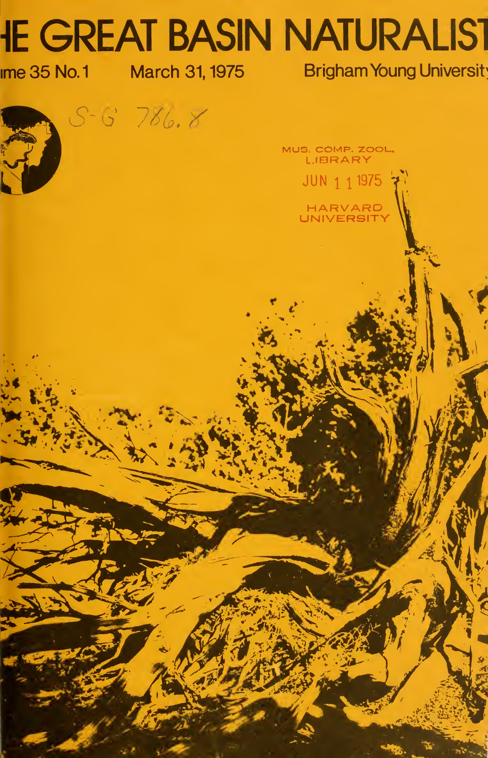# HE GREAT BASIN NATURALIST

ıme 35 No. 1 March 31, 1975 Brigham Young Universit

S-G 786.8

MUS. COMP. ZOOL. LIBRARY

JUN 11 1975

HARVARD UNIVERSITY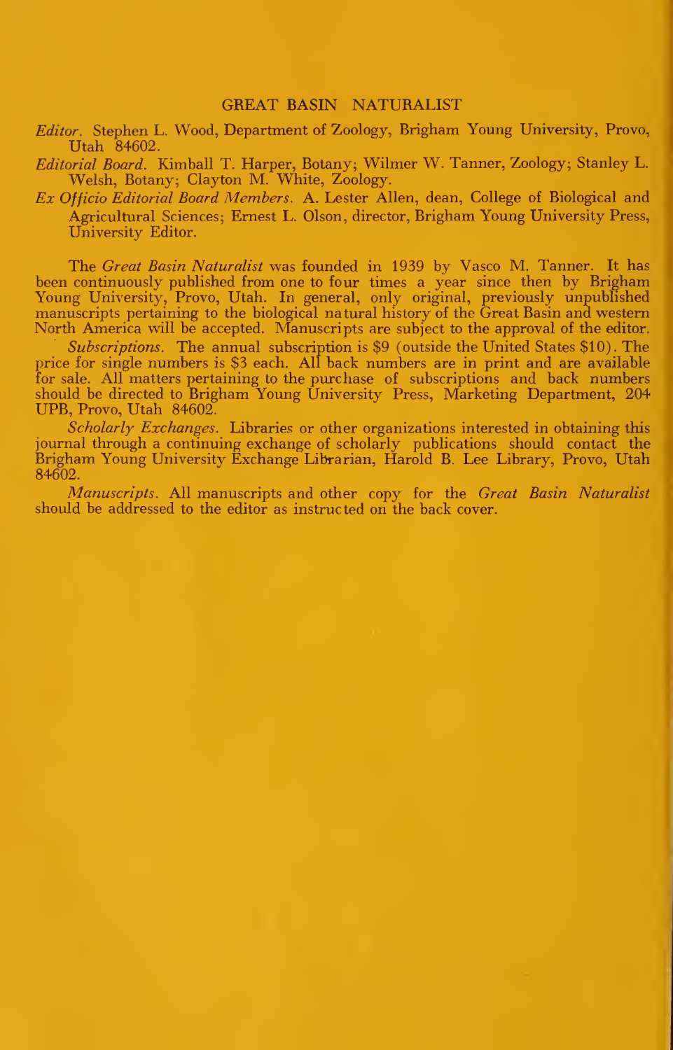# GREAT BASIN NATURALIST

*Editor.* Stephen L. Wood, Department of Zoology, Brigham Young University, Provo, Utah 84602.

*Editorial Board.* Kimball T. Harper, Botany; Wilmer W. Tanner, Zoology; Stanley L. Welsh, Botany; Clayton M. White, Zoology.

*Ex Officio Editorial Board Members.* A. Lester Allen, dean, College of Biological and Agricultural Sciences; Ernest L. Olson, director, Brigham Young University Press, University Editor.

The *Great Basin Naturalist* was founded in 1939 by Vasco M. Tanner. It has been continuously published from one to four times a year since then by Brigham Young University, Provo, Utah. In general, only original, previously unpublished manuscripts pertaining to the biological natural history of the Great Basin and western North America will be accepted. Manuscripts are subject to the approval of the editor.

*Subscriptions.* The annual subscription is $9 (outside the United States $10). The price for single numbers is $3 each. All back numbers are in print and are available for sale. All matters pertaining to the purchase of subscriptions and back numbers should be directed to Brigham Young University Press, Marketing Department, 204 UPB, Provo, Utah 84602.

*Scholarly Exchanges.* Libraries or other organizations interested in obtaining this journal through a continuing exchange of scholarly publications should contact the Brigham Young University Exchange Librarian, Harold B. Lee Library, Provo, Utah 84602.

*Manuscripts.* All manuscripts and other copy for the *Great Basin Naturalist* should be addressed to the editor as instructed on the back cover.